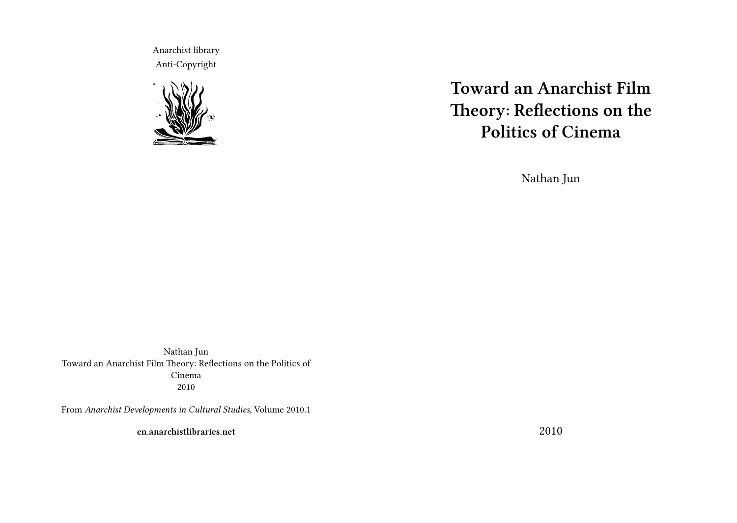Anarchist library
Anti-Copyright

# Toward an Anarchist Film Theory: Reflections on the Politics of Cinema

Nathan Jun

2010

Nathan Jun
Toward an Anarchist Film Theory: Reflections on the Politics of Cinema
2010

From *Anarchist Developments in Cultural Studies*, Volume 2010.1

**en.anarchistlibraries.net**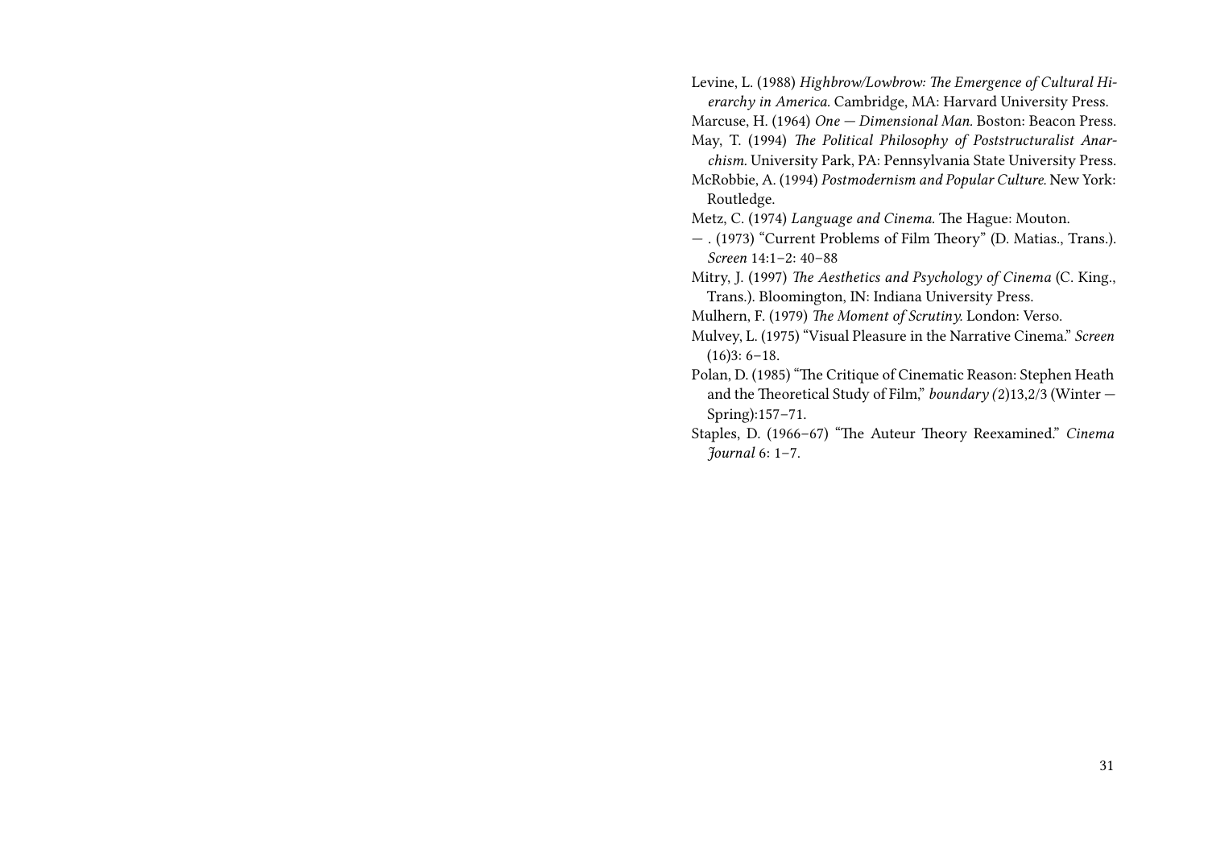Levine, L. (1988) *Highbrow/Lowbrow: The Emergence of Cultural Hierarchy in America.* Cambridge, MA: Harvard University Press.

Marcuse, H. (1964) *One — Dimensional Man.* Boston: Beacon Press.

May, T. (1994) *The Political Philosophy of Poststructuralist Anarchism.* University Park, PA: Pennsylvania State University Press.

McRobbie, A. (1994) *Postmodernism and Popular Culture.* New York: Routledge.

Metz, C. (1974) *Language and Cinema.* The Hague: Mouton.

— . (1973) "Current Problems of Film Theory" (D. Matias., Trans.). *Screen* 14:1–2: 40–88

Mitry, J. (1997) *The Aesthetics and Psychology of Cinema* (C. King., Trans.). Bloomington, IN: Indiana University Press.

Mulhern, F. (1979) *The Moment of Scrutiny.* London: Verso.

Mulvey, L. (1975) "Visual Pleasure in the Narrative Cinema." *Screen* (16)3: 6–18.

Polan, D. (1985) "The Critique of Cinematic Reason: Stephen Heath and the Theoretical Study of Film," *boundary (*2)13,2/3 (Winter — Spring):157–71.

Staples, D. (1966–67) "The Auteur Theory Reexamined." *Cinema Journal* 6: 1–7.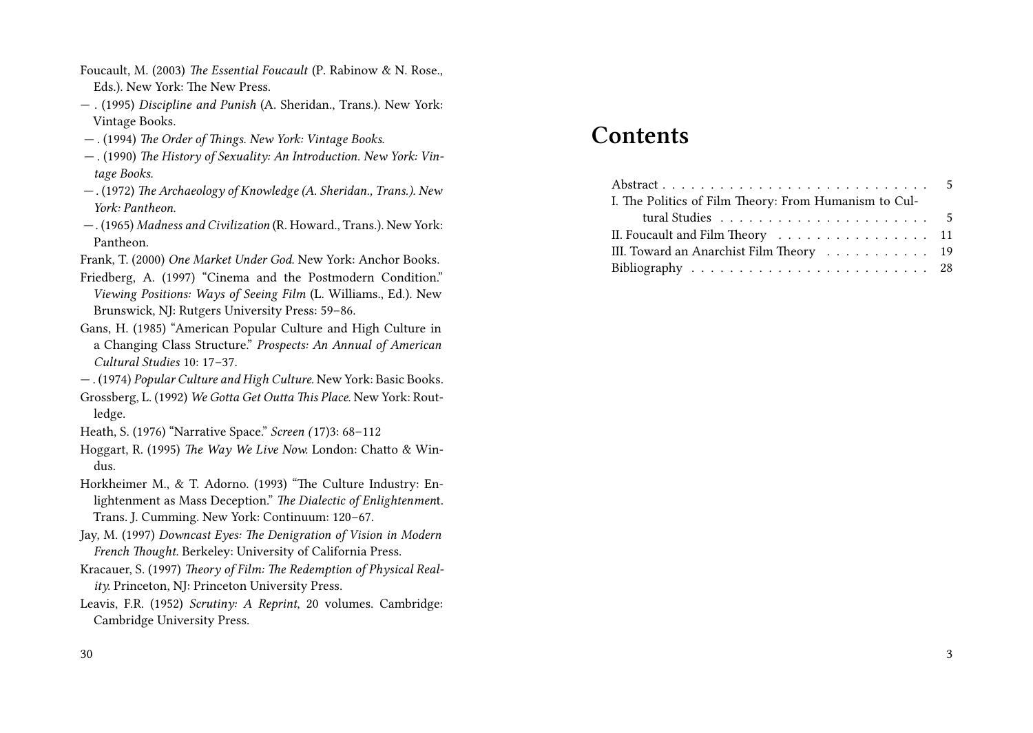Foucault, M. (2003) *The Essential Foucault* (P. Rabinow & N. Rose., Eds.). New York: The New Press.

— . (1995) *Discipline and Punish* (A. Sheridan., Trans.). New York: Vintage Books.

— . (1994) *The Order of Things. New York: Vintage Books.*

— . (1990) *The History of Sexuality: An Introduction. New York: Vintage Books.*

— . (1972) *The Archaeology of Knowledge (A. Sheridan., Trans.). New York: Pantheon.*

— . (1965) *Madness and Civilization* (R. Howard., Trans.). New York: Pantheon.

Frank, T. (2000) *One Market Under God*. New York: Anchor Books.

Friedberg, A. (1997) "Cinema and the Postmodern Condition." *Viewing Positions: Ways of Seeing Film* (L. Williams., Ed.). New Brunswick, NJ: Rutgers University Press: 59–86.

Gans, H. (1985) "American Popular Culture and High Culture in a Changing Class Structure." *Prospects: An Annual of American Cultural Studies* 10: 17–37.

— . (1974) *Popular Culture and High Culture.* New York: Basic Books.

Grossberg, L. (1992) *We Gotta Get Outta This Place*. New York: Routledge.

Heath, S. (1976) "Narrative Space." *Screen (*17)3: 68–112

Hoggart, R. (1995) *The Way We Live Now.* London: Chatto & Windus.

Horkheimer M., & T. Adorno. (1993) "The Culture Industry: Enlightenment as Mass Deception." *The Dialectic of Enlightenmen*t. Trans. J. Cumming. New York: Continuum: 120–67.

Jay, M. (1997) *Downcast Eyes: The Denigration of Vision in Modern French Thought.* Berkeley: University of California Press.

Kracauer, S. (1997) *Theory of Film: The Redemption of Physical Reality.* Princeton, NJ: Princeton University Press.

Leavis, F.R. (1952) *Scrutiny: A Reprint*, 20 volumes. Cambridge: Cambridge University Press.

# Contents

- Abstract . . . 5
- I. The Politics of Film Theory: From Humanism to Cultural Studies . . . 5
- II. Foucault and Film Theory . . . 11
- III. Toward an Anarchist Film Theory . . . 19
- Bibliography . . . 28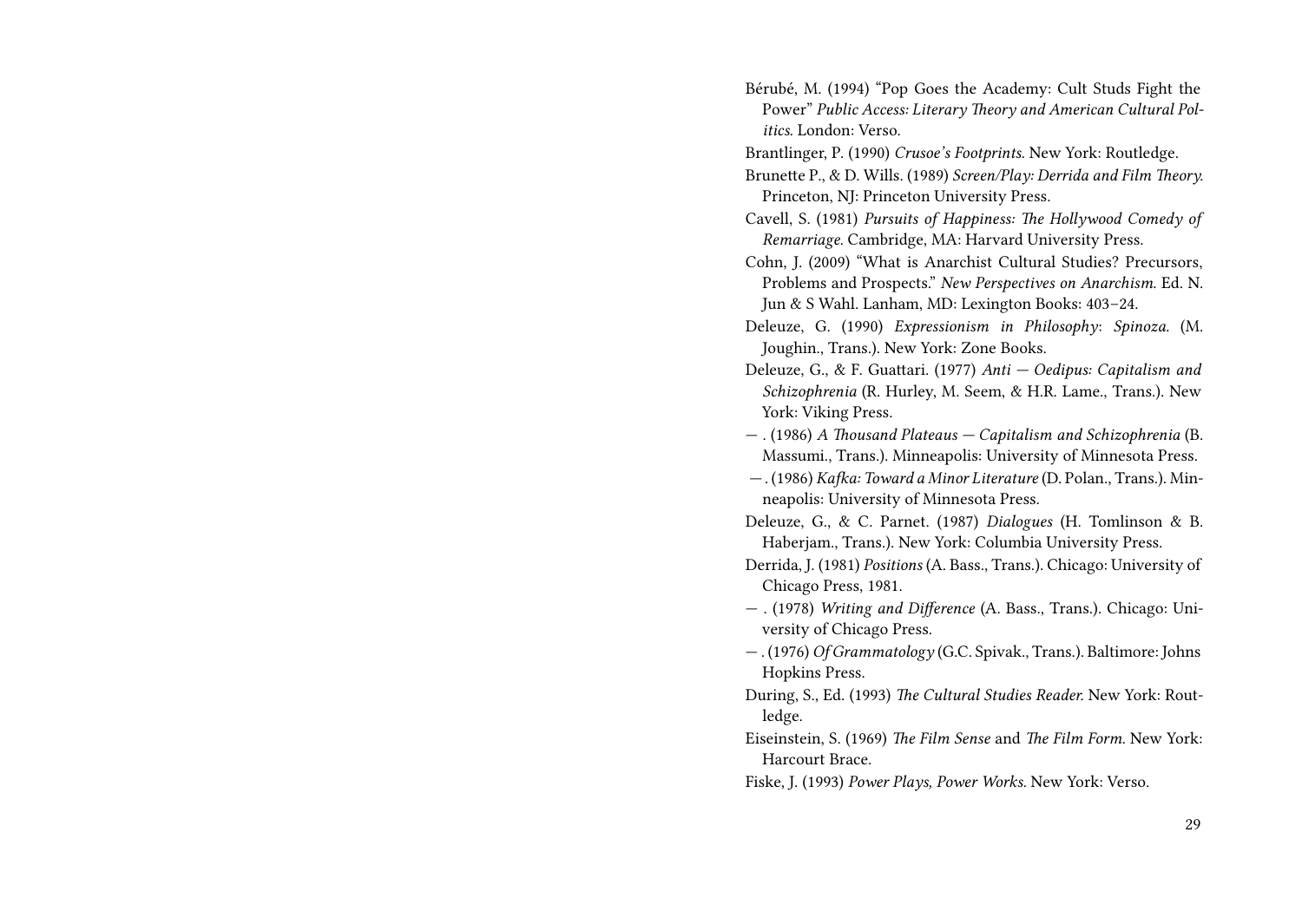Bérubé, M. (1994) “Pop Goes the Academy: Cult Studs Fight the Power” *Public Access: Literary Theory and American Cultural Politics.* London: Verso.

Brantlinger, P. (1990) *Crusoe’s Footprints.* New York: Routledge.

Brunette P., & D. Wills. (1989) *Screen/Play: Derrida and Film Theory.* Princeton, NJ: Princeton University Press.

Cavell, S. (1981) *Pursuits of Happiness: The Hollywood Comedy of Remarriage.* Cambridge, MA: Harvard University Press.

Cohn, J. (2009) “What is Anarchist Cultural Studies? Precursors, Problems and Prospects.” *New Perspectives on Anarchism.* Ed. N. Jun & S Wahl. Lanham, MD: Lexington Books: 403–24.

Deleuze, G. (1990) *Expressionism in Philosophy: Spinoza.* (M. Joughin., Trans.). New York: Zone Books.

Deleuze, G., & F. Guattari. (1977) *Anti — Oedipus: Capitalism and Schizophrenia* (R. Hurley, M. Seem, & H.R. Lame., Trans.). New York: Viking Press.

— . (1986) *A Thousand Plateaus — Capitalism and Schizophrenia* (B. Massumi., Trans.). Minneapolis: University of Minnesota Press.

— . (1986) *Kafka: Toward a Minor Literature* (D. Polan., Trans.). Minneapolis: University of Minnesota Press.

Deleuze, G., & C. Parnet. (1987) *Dialogues* (H. Tomlinson & B. Haberjam., Trans.). New York: Columbia University Press.

Derrida, J. (1981) *Positions* (A. Bass., Trans.). Chicago: University of Chicago Press, 1981.

— . (1978) *Writing and Difference* (A. Bass., Trans.). Chicago: University of Chicago Press.

— . (1976) *Of Grammatology* (G.C. Spivak., Trans.). Baltimore: Johns Hopkins Press.

During, S., Ed. (1993) *The Cultural Studies Reader.* New York: Routledge.

Eiseinstein, S. (1969) *The Film Sense* and *The Film Form.* New York: Harcourt Brace.

Fiske, J. (1993) *Power Plays, Power Works.* New York: Verso.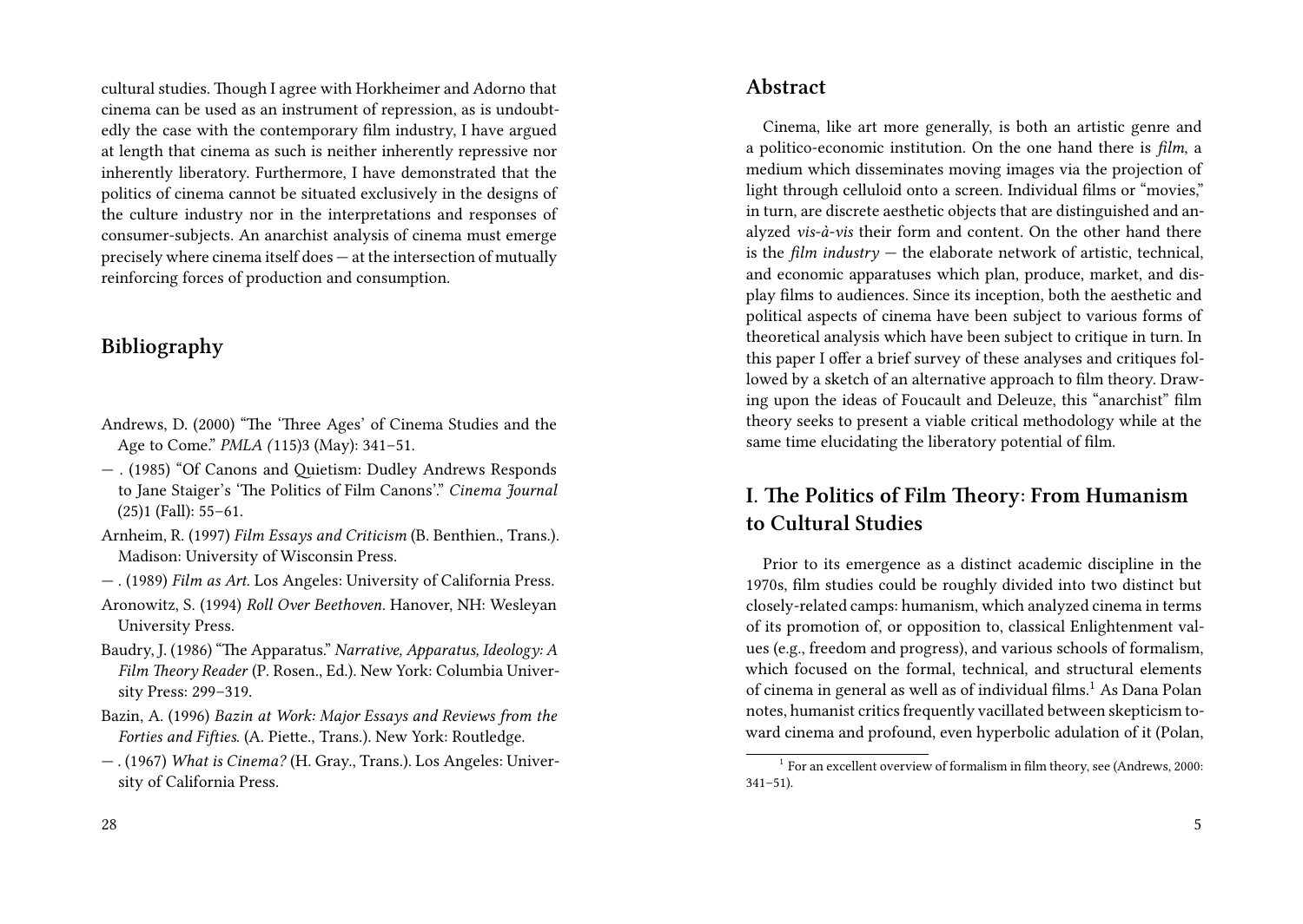cultural studies. Though I agree with Horkheimer and Adorno that cinema can be used as an instrument of repression, as is undoubtedly the case with the contemporary film industry, I have argued at length that cinema as such is neither inherently repressive nor inherently liberatory. Furthermore, I have demonstrated that the politics of cinema cannot be situated exclusively in the designs of the culture industry nor in the interpretations and responses of consumer-subjects. An anarchist analysis of cinema must emerge precisely where cinema itself does — at the intersection of mutually reinforcing forces of production and consumption.

## Bibliography

Andrews, D. (2000) "The 'Three Ages' of Cinema Studies and the Age to Come." *PMLA (*115)3 (May): 341–51.

— . (1985) "Of Canons and Quietism: Dudley Andrews Responds to Jane Staiger's 'The Politics of Film Canons'." *Cinema Journal* (25)1 (Fall): 55–61.

Arnheim, R. (1997) *Film Essays and Criticism* (B. Benthien., Trans.). Madison: University of Wisconsin Press.

— . (1989) *Film as Art.* Los Angeles: University of California Press.

Aronowitz, S. (1994) *Roll Over Beethoven.* Hanover, NH: Wesleyan University Press.

Baudry, J. (1986) "The Apparatus." *Narrative, Apparatus, Ideology: A Film Theory Reader* (P. Rosen., Ed.). New York: Columbia University Press: 299–319.

Bazin, A. (1996) *Bazin at Work: Major Essays and Reviews from the Forties and Fifties.* (A. Piette., Trans.). New York: Routledge.

— . (1967) *What is Cinema?* (H. Gray., Trans.). Los Angeles: University of California Press.

## Abstract

Cinema, like art more generally, is both an artistic genre and a politico-economic institution. On the one hand there is *film*, a medium which disseminates moving images via the projection of light through celluloid onto a screen. Individual films or "movies," in turn, are discrete aesthetic objects that are distinguished and analyzed *vis-à-vis* their form and content. On the other hand there is the *film industry* — the elaborate network of artistic, technical, and economic apparatuses which plan, produce, market, and display films to audiences. Since its inception, both the aesthetic and political aspects of cinema have been subject to various forms of theoretical analysis which have been subject to critique in turn. In this paper I offer a brief survey of these analyses and critiques followed by a sketch of an alternative approach to film theory. Drawing upon the ideas of Foucault and Deleuze, this "anarchist" film theory seeks to present a viable critical methodology while at the same time elucidating the liberatory potential of film.

## I. The Politics of Film Theory: From Humanism to Cultural Studies

Prior to its emergence as a distinct academic discipline in the 1970s, film studies could be roughly divided into two distinct but closely-related camps: humanism, which analyzed cinema in terms of its promotion of, or opposition to, classical Enlightenment values (e.g., freedom and progress), and various schools of formalism, which focused on the formal, technical, and structural elements of cinema in general as well as of individual films.[1] As Dana Polan notes, humanist critics frequently vacillated between skepticism toward cinema and profound, even hyperbolic adulation of it (Polan,

[1] For an excellent overview of formalism in film theory, see (Andrews, 2000: 341–51).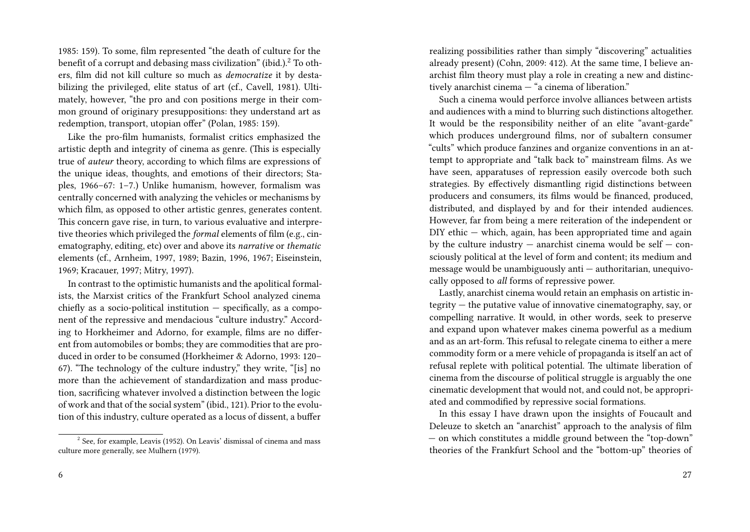1985: 159). To some, film represented "the death of culture for the benefit of a corrupt and debasing mass civilization" (ibid.).[2] To others, film did not kill culture so much as *democratize* it by destabilizing the privileged, elite status of art (cf., Cavell, 1981). Ultimately, however, "the pro and con positions merge in their common ground of originary presuppositions: they understand art as redemption, transport, utopian offer" (Polan, 1985: 159).

Like the pro-film humanists, formalist critics emphasized the artistic depth and integrity of cinema as genre. (This is especially true of *auteur* theory, according to which films are expressions of the unique ideas, thoughts, and emotions of their directors; Staples, 1966–67: 1–7.) Unlike humanism, however, formalism was centrally concerned with analyzing the vehicles or mechanisms by which film, as opposed to other artistic genres, generates content. This concern gave rise, in turn, to various evaluative and interpretive theories which privileged the *formal* elements of film (e.g., cinematography, editing, etc) over and above its *narrative* or *thematic* elements (cf., Arnheim, 1997, 1989; Bazin, 1996, 1967; Eiseinstein, 1969; Kracauer, 1997; Mitry, 1997).

In contrast to the optimistic humanists and the apolitical formalists, the Marxist critics of the Frankfurt School analyzed cinema chiefly as a socio-political institution — specifically, as a component of the repressive and mendacious "culture industry." According to Horkheimer and Adorno, for example, films are no different from automobiles or bombs; they are commodities that are produced in order to be consumed (Horkheimer & Adorno, 1993: 120–67). "The technology of the culture industry," they write, "[is] no more than the achievement of standardization and mass production, sacrificing whatever involved a distinction between the logic of work and that of the social system" (ibid., 121). Prior to the evolution of this industry, culture operated as a locus of dissent, a buffer

[2] See, for example, Leavis (1952). On Leavis' dismissal of cinema and mass culture more generally, see Mulhern (1979).

realizing possibilities rather than simply "discovering" actualities already present) (Cohn, 2009: 412). At the same time, I believe anarchist film theory must play a role in creating a new and distinctively anarchist cinema — "a cinema of liberation."

Such a cinema would perforce involve alliances between artists and audiences with a mind to blurring such distinctions altogether. It would be the responsibility neither of an elite "avant-garde" which produces underground films, nor of subaltern consumer "cults" which produce fanzines and organize conventions in an attempt to appropriate and "talk back to" mainstream films. As we have seen, apparatuses of repression easily overcode both such strategies. By effectively dismantling rigid distinctions between producers and consumers, its films would be financed, produced, distributed, and displayed by and for their intended audiences. However, far from being a mere reiteration of the independent or DIY ethic — which, again, has been appropriated time and again by the culture industry — anarchist cinema would be self — consciously political at the level of form and content; its medium and message would be unambiguously anti — authoritarian, unequivocally opposed to *all* forms of repressive power.

Lastly, anarchist cinema would retain an emphasis on artistic integrity — the putative value of innovative cinematography, say, or compelling narrative. It would, in other words, seek to preserve and expand upon whatever makes cinema powerful as a medium and as an art-form. This refusal to relegate cinema to either a mere commodity form or a mere vehicle of propaganda is itself an act of refusal replete with political potential. The ultimate liberation of cinema from the discourse of political struggle is arguably the one cinematic development that would not, and could not, be appropriated and commodified by repressive social formations.

In this essay I have drawn upon the insights of Foucault and Deleuze to sketch an "anarchist" approach to the analysis of film — on which constitutes a middle ground between the "top-down" theories of the Frankfurt School and the "bottom-up" theories of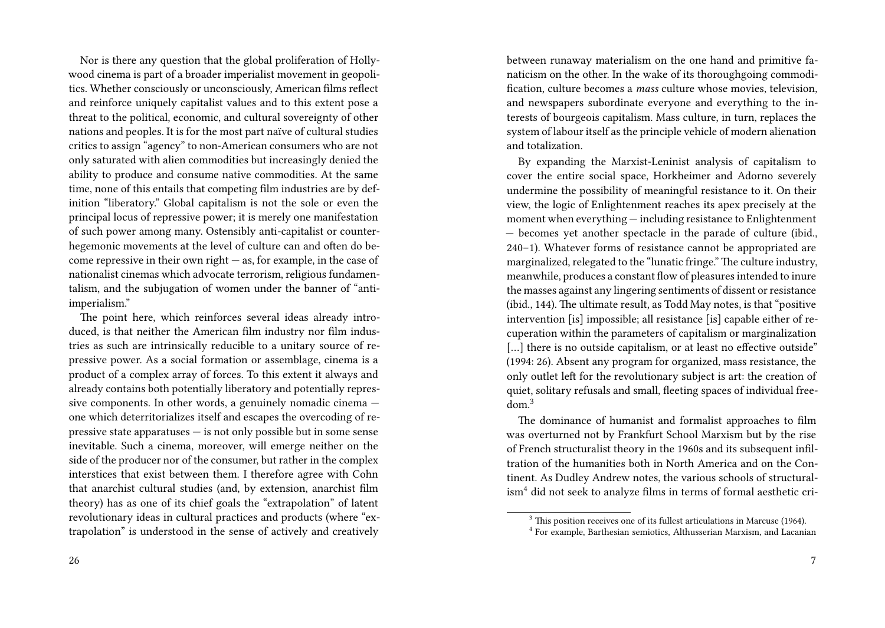Nor is there any question that the global proliferation of Hollywood cinema is part of a broader imperialist movement in geopolitics. Whether consciously or unconsciously, American films reflect and reinforce uniquely capitalist values and to this extent pose a threat to the political, economic, and cultural sovereignty of other nations and peoples. It is for the most part naïve of cultural studies critics to assign "agency" to non-American consumers who are not only saturated with alien commodities but increasingly denied the ability to produce and consume native commodities. At the same time, none of this entails that competing film industries are by definition "liberatory." Global capitalism is not the sole or even the principal locus of repressive power; it is merely one manifestation of such power among many. Ostensibly anti-capitalist or counter-hegemonic movements at the level of culture can and often do become repressive in their own right — as, for example, in the case of nationalist cinemas which advocate terrorism, religious fundamentalism, and the subjugation of women under the banner of "anti-imperialism."

The point here, which reinforces several ideas already introduced, is that neither the American film industry nor film industries as such are intrinsically reducible to a unitary source of repressive power. As a social formation or assemblage, cinema is a product of a complex array of forces. To this extent it always and already contains both potentially liberatory and potentially repressive components. In other words, a genuinely nomadic cinema — one which deterritorializes itself and escapes the overcoding of repressive state apparatuses — is not only possible but in some sense inevitable. Such a cinema, moreover, will emerge neither on the side of the producer nor of the consumer, but rather in the complex interstices that exist between them. I therefore agree with Cohn that anarchist cultural studies (and, by extension, anarchist film theory) has as one of its chief goals the "extrapolation" of latent revolutionary ideas in cultural practices and products (where "extrapolation" is understood in the sense of actively and creatively

between runaway materialism on the one hand and primitive fanaticism on the other. In the wake of its thoroughgoing commodification, culture becomes a *mass* culture whose movies, television, and newspapers subordinate everyone and everything to the interests of bourgeois capitalism. Mass culture, in turn, replaces the system of labour itself as the principle vehicle of modern alienation and totalization.

By expanding the Marxist-Leninist analysis of capitalism to cover the entire social space, Horkheimer and Adorno severely undermine the possibility of meaningful resistance to it. On their view, the logic of Enlightenment reaches its apex precisely at the moment when everything — including resistance to Enlightenment — becomes yet another spectacle in the parade of culture (ibid., 240–1). Whatever forms of resistance cannot be appropriated are marginalized, relegated to the "lunatic fringe." The culture industry, meanwhile, produces a constant flow of pleasures intended to inure the masses against any lingering sentiments of dissent or resistance (ibid., 144). The ultimate result, as Todd May notes, is that "positive intervention [is] impossible; all resistance [is] capable either of recuperation within the parameters of capitalism or marginalization [...] there is no outside capitalism, or at least no effective outside" (1994: 26). Absent any program for organized, mass resistance, the only outlet left for the revolutionary subject is art: the creation of quiet, solitary refusals and small, fleeting spaces of individual freedom.[3]

The dominance of humanist and formalist approaches to film was overturned not by Frankfurt School Marxism but by the rise of French structuralist theory in the 1960s and its subsequent infiltration of the humanities both in North America and on the Continent. As Dudley Andrew notes, the various schools of structuralism[4] did not seek to analyze films in terms of formal aesthetic cri-

[3] This position receives one of its fullest articulations in Marcuse (1964).

[4] For example, Barthesian semiotics, Althusserian Marxism, and Lacanian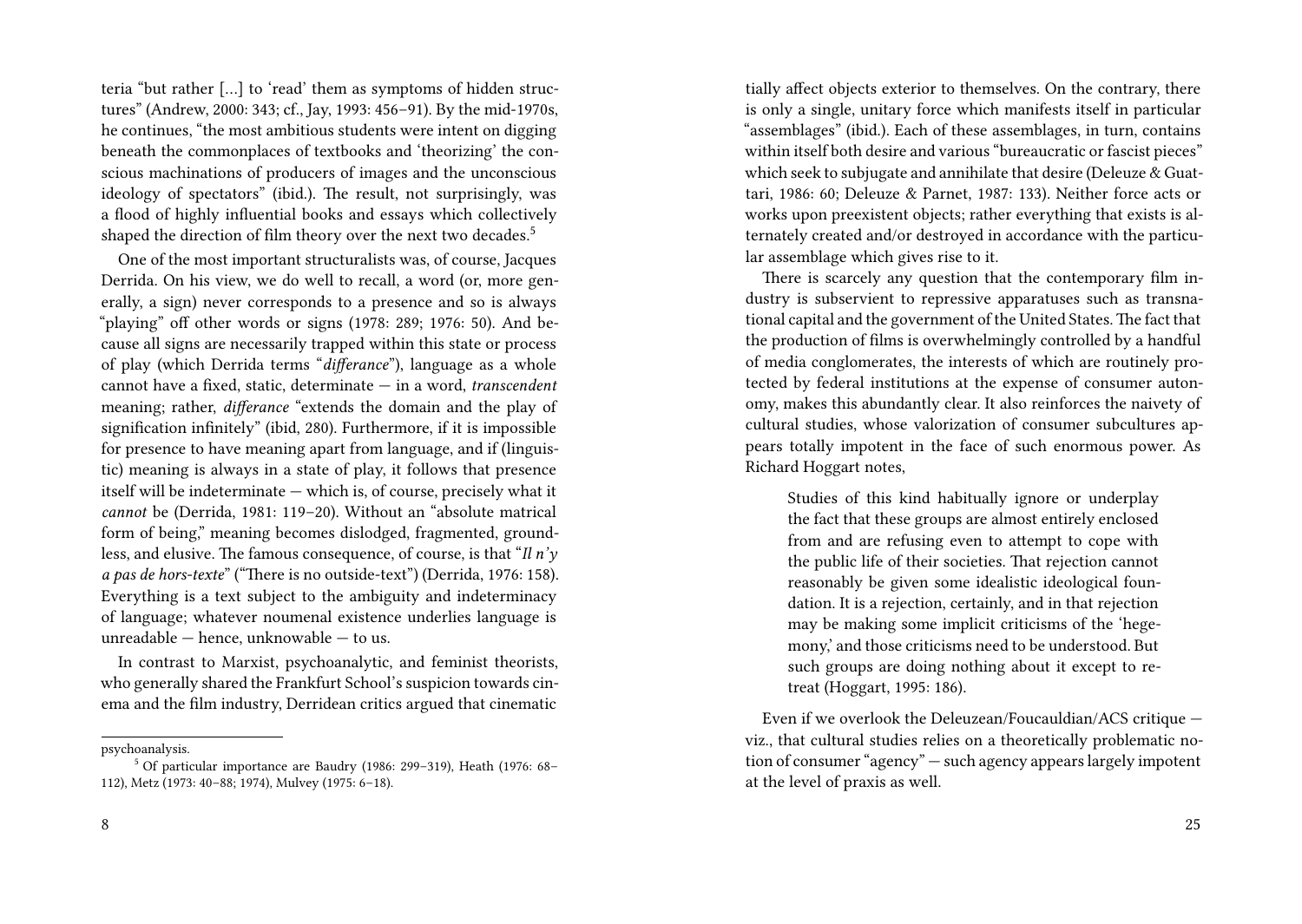teria "but rather […] to 'read' them as symptoms of hidden structures" (Andrew, 2000: 343; cf., Jay, 1993: 456–91). By the mid-1970s, he continues, "the most ambitious students were intent on digging beneath the commonplaces of textbooks and 'theorizing' the conscious machinations of producers of images and the unconscious ideology of spectators" (ibid.). The result, not surprisingly, was a flood of highly influential books and essays which collectively shaped the direction of film theory over the next two decades.[5]

One of the most important structuralists was, of course, Jacques Derrida. On his view, we do well to recall, a word (or, more generally, a sign) never corresponds to a presence and so is always "playing" off other words or signs (1978: 289; 1976: 50). And because all signs are necessarily trapped within this state or process of play (which Derrida terms "*differance*"), language as a whole cannot have a fixed, static, determinate — in a word, *transcendent* meaning; rather, *differance* "extends the domain and the play of signification infinitely" (ibid, 280). Furthermore, if it is impossible for presence to have meaning apart from language, and if (linguistic) meaning is always in a state of play, it follows that presence itself will be indeterminate — which is, of course, precisely what it *cannot* be (Derrida, 1981: 119–20). Without an "absolute matrical form of being," meaning becomes dislodged, fragmented, groundless, and elusive. The famous consequence, of course, is that "*Il n'y a pas de hors-texte*" ("There is no outside-text") (Derrida, 1976: 158). Everything is a text subject to the ambiguity and indeterminacy of language; whatever noumenal existence underlies language is unreadable — hence, unknowable — to us.

In contrast to Marxist, psychoanalytic, and feminist theorists, who generally shared the Frankfurt School's suspicion towards cinema and the film industry, Derridean critics argued that cinematic

psychoanalysis.

[5] Of particular importance are Baudry (1986: 299–319), Heath (1976: 68–112), Metz (1973: 40–88; 1974), Mulvey (1975: 6–18).

tially affect objects exterior to themselves. On the contrary, there is only a single, unitary force which manifests itself in particular "assemblages" (ibid.). Each of these assemblages, in turn, contains within itself both desire and various "bureaucratic or fascist pieces" which seek to subjugate and annihilate that desire (Deleuze & Guattari, 1986: 60; Deleuze & Parnet, 1987: 133). Neither force acts or works upon preexistent objects; rather everything that exists is alternately created and/or destroyed in accordance with the particular assemblage which gives rise to it.

There is scarcely any question that the contemporary film industry is subservient to repressive apparatuses such as transnational capital and the government of the United States. The fact that the production of films is overwhelmingly controlled by a handful of media conglomerates, the interests of which are routinely protected by federal institutions at the expense of consumer autonomy, makes this abundantly clear. It also reinforces the naivety of cultural studies, whose valorization of consumer subcultures appears totally impotent in the face of such enormous power. As Richard Hoggart notes,

> Studies of this kind habitually ignore or underplay the fact that these groups are almost entirely enclosed from and are refusing even to attempt to cope with the public life of their societies. That rejection cannot reasonably be given some idealistic ideological foundation. It is a rejection, certainly, and in that rejection may be making some implicit criticisms of the 'hegemony,' and those criticisms need to be understood. But such groups are doing nothing about it except to retreat (Hoggart, 1995: 186).

Even if we overlook the Deleuzean/Foucauldian/ACS critique — viz., that cultural studies relies on a theoretically problematic notion of consumer "agency" — such agency appears largely impotent at the level of praxis as well.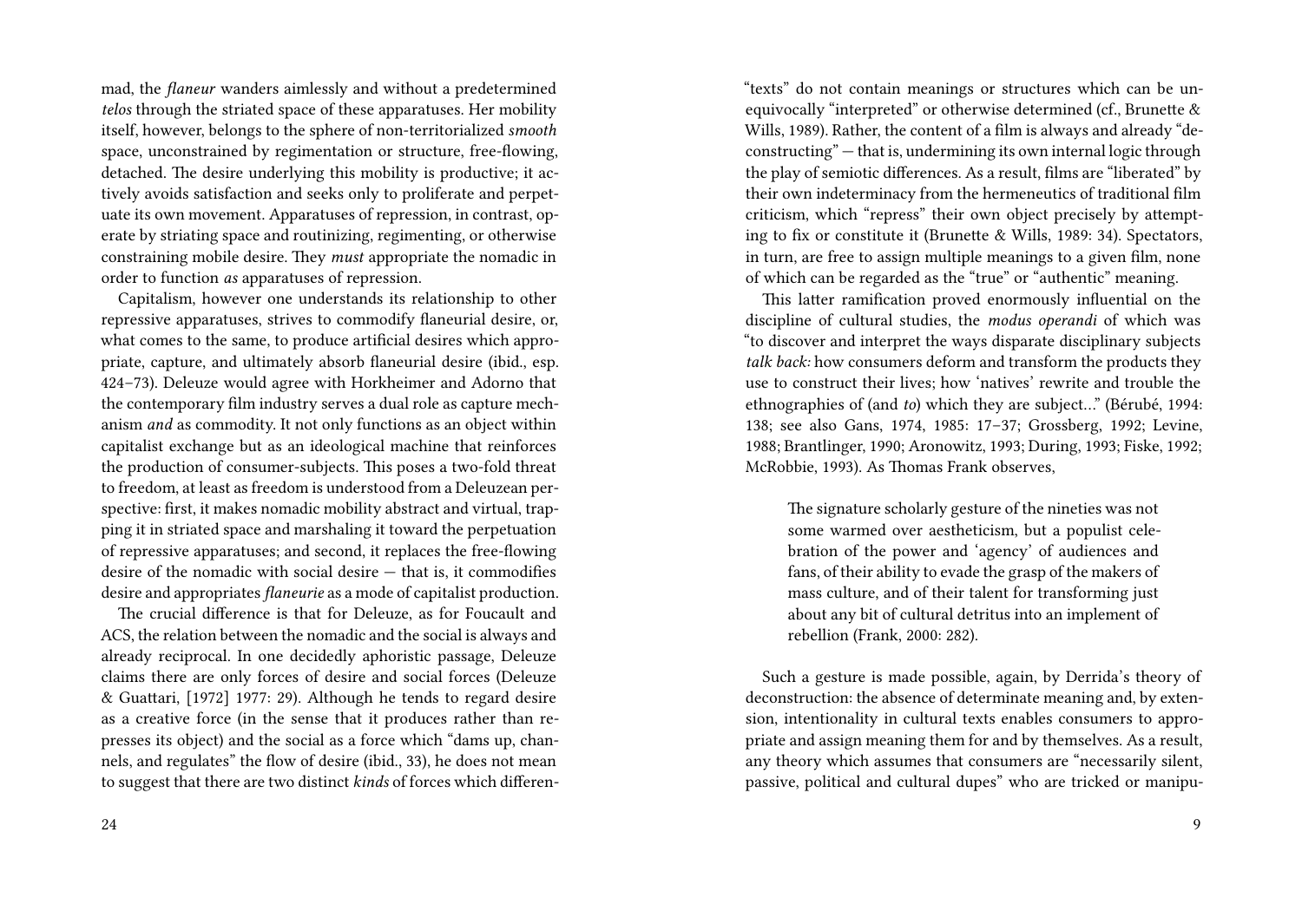mad, the *flaneur* wanders aimlessly and without a predetermined *telos* through the striated space of these apparatuses. Her mobility itself, however, belongs to the sphere of non-territorialized *smooth* space, unconstrained by regimentation or structure, free-flowing, detached. The desire underlying this mobility is productive; it actively avoids satisfaction and seeks only to proliferate and perpetuate its own movement. Apparatuses of repression, in contrast, operate by striating space and routinizing, regimenting, or otherwise constraining mobile desire. They *must* appropriate the nomadic in order to function *as* apparatuses of repression.

Capitalism, however one understands its relationship to other repressive apparatuses, strives to commodify flaneurial desire, or, what comes to the same, to produce artificial desires which appropriate, capture, and ultimately absorb flaneurial desire (ibid., esp. 424–73). Deleuze would agree with Horkheimer and Adorno that the contemporary film industry serves a dual role as capture mechanism *and* as commodity. It not only functions as an object within capitalist exchange but as an ideological machine that reinforces the production of consumer-subjects. This poses a two-fold threat to freedom, at least as freedom is understood from a Deleuzean perspective: first, it makes nomadic mobility abstract and virtual, trapping it in striated space and marshaling it toward the perpetuation of repressive apparatuses; and second, it replaces the free-flowing desire of the nomadic with social desire — that is, it commodifies desire and appropriates *flaneurie* as a mode of capitalist production.

The crucial difference is that for Deleuze, as for Foucault and ACS, the relation between the nomadic and the social is always and already reciprocal. In one decidedly aphoristic passage, Deleuze claims there are only forces of desire and social forces (Deleuze & Guattari, [1972] 1977: 29). Although he tends to regard desire as a creative force (in the sense that it produces rather than represses its object) and the social as a force which "dams up, channels, and regulates" the flow of desire (ibid., 33), he does not mean to suggest that there are two distinct *kinds* of forces which differen-

"texts" do not contain meanings or structures which can be unequivocally "interpreted" or otherwise determined (cf., Brunette & Wills, 1989). Rather, the content of a film is always and already "deconstructing" — that is, undermining its own internal logic through the play of semiotic differences. As a result, films are "liberated" by their own indeterminacy from the hermeneutics of traditional film criticism, which "repress" their own object precisely by attempting to fix or constitute it (Brunette & Wills, 1989: 34). Spectators, in turn, are free to assign multiple meanings to a given film, none of which can be regarded as the "true" or "authentic" meaning.

This latter ramification proved enormously influential on the discipline of cultural studies, the *modus operandi* of which was "to discover and interpret the ways disparate disciplinary subjects *talk back:* how consumers deform and transform the products they use to construct their lives; how 'natives' rewrite and trouble the ethnographies of (and *to*) which they are subject…" (Bérubé, 1994: 138; see also Gans, 1974, 1985: 17–37; Grossberg, 1992; Levine, 1988; Brantlinger, 1990; Aronowitz, 1993; During, 1993; Fiske, 1992; McRobbie, 1993). As Thomas Frank observes,

> The signature scholarly gesture of the nineties was not some warmed over aestheticism, but a populist celebration of the power and 'agency' of audiences and fans, of their ability to evade the grasp of the makers of mass culture, and of their talent for transforming just about any bit of cultural detritus into an implement of rebellion (Frank, 2000: 282).

Such a gesture is made possible, again, by Derrida's theory of deconstruction: the absence of determinate meaning and, by extension, intentionality in cultural texts enables consumers to appropriate and assign meaning them for and by themselves. As a result, any theory which assumes that consumers are "necessarily silent, passive, political and cultural dupes" who are tricked or manipu-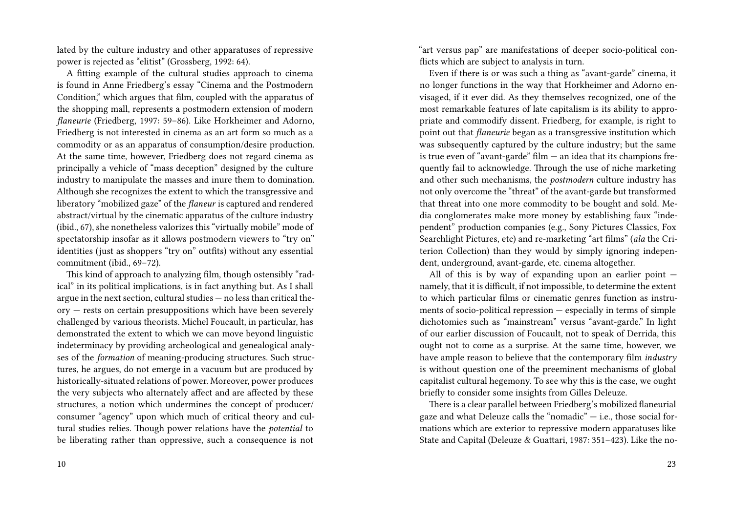lated by the culture industry and other apparatuses of repressive power is rejected as "elitist" (Grossberg, 1992: 64).

A fitting example of the cultural studies approach to cinema is found in Anne Friedberg's essay "Cinema and the Postmodern Condition," which argues that film, coupled with the apparatus of the shopping mall, represents a postmodern extension of modern *flaneurie* (Friedberg, 1997: 59–86). Like Horkheimer and Adorno, Friedberg is not interested in cinema as an art form so much as a commodity or as an apparatus of consumption/desire production. At the same time, however, Friedberg does not regard cinema as principally a vehicle of "mass deception" designed by the culture industry to manipulate the masses and inure them to domination. Although she recognizes the extent to which the transgressive and liberatory "mobilized gaze" of the *flaneur* is captured and rendered abstract/virtual by the cinematic apparatus of the culture industry (ibid., 67), she nonetheless valorizes this "virtually mobile" mode of spectatorship insofar as it allows postmodern viewers to "try on" identities (just as shoppers "try on" outfits) without any essential commitment (ibid., 69–72).

This kind of approach to analyzing film, though ostensibly "radical" in its political implications, is in fact anything but. As I shall argue in the next section, cultural studies — no less than critical theory — rests on certain presuppositions which have been severely challenged by various theorists. Michel Foucault, in particular, has demonstrated the extent to which we can move beyond linguistic indeterminacy by providing archeological and genealogical analyses of the *formation* of meaning-producing structures. Such structures, he argues, do not emerge in a vacuum but are produced by historically-situated relations of power. Moreover, power produces the very subjects who alternately affect and are affected by these structures, a notion which undermines the concept of producer/consumer "agency" upon which much of critical theory and cultural studies relies. Though power relations have the *potential* to be liberating rather than oppressive, such a consequence is not

"art versus pap" are manifestations of deeper socio-political conflicts which are subject to analysis in turn.

Even if there is or was such a thing as "avant-garde" cinema, it no longer functions in the way that Horkheimer and Adorno envisaged, if it ever did. As they themselves recognized, one of the most remarkable features of late capitalism is its ability to appropriate and commodify dissent. Friedberg, for example, is right to point out that *flaneurie* began as a transgressive institution which was subsequently captured by the culture industry; but the same is true even of "avant-garde" film — an idea that its champions frequently fail to acknowledge. Through the use of niche marketing and other such mechanisms, the *postmodern* culture industry has not only overcome the "threat" of the avant-garde but transformed that threat into one more commodity to be bought and sold. Media conglomerates make more money by establishing faux "independent" production companies (e.g., Sony Pictures Classics, Fox Searchlight Pictures, etc) and re-marketing "art films" (*ala* the Criterion Collection) than they would by simply ignoring independent, underground, avant-garde, etc. cinema altogether.

All of this is by way of expanding upon an earlier point — namely, that it is difficult, if not impossible, to determine the extent to which particular films or cinematic genres function as instruments of socio-political repression — especially in terms of simple dichotomies such as "mainstream" versus "avant-garde." In light of our earlier discussion of Foucault, not to speak of Derrida, this ought not to come as a surprise. At the same time, however, we have ample reason to believe that the contemporary film *industry* is without question one of the preeminent mechanisms of global capitalist cultural hegemony. To see why this is the case, we ought briefly to consider some insights from Gilles Deleuze.

There is a clear parallel between Friedberg's mobilized flaneurial gaze and what Deleuze calls the "nomadic" — i.e., those social formations which are exterior to repressive modern apparatuses like State and Capital (Deleuze & Guattari, 1987: 351–423). Like the no-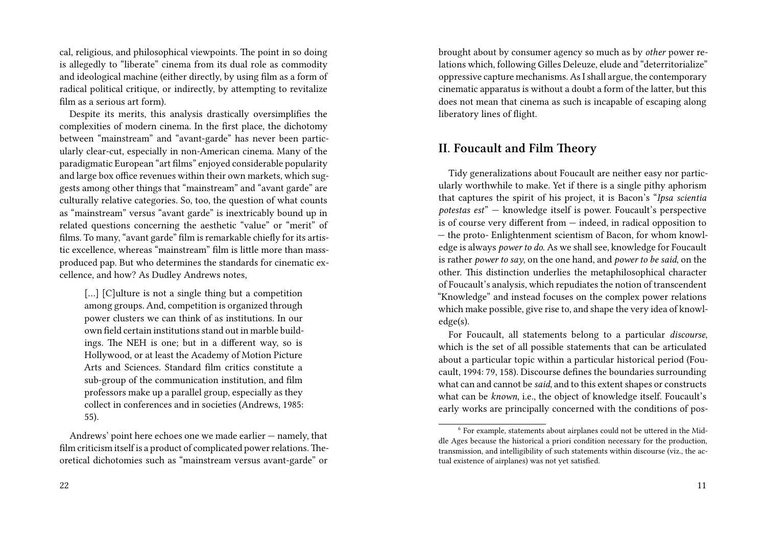cal, religious, and philosophical viewpoints. The point in so doing is allegedly to "liberate" cinema from its dual role as commodity and ideological machine (either directly, by using film as a form of radical political critique, or indirectly, by attempting to revitalize film as a serious art form).

Despite its merits, this analysis drastically oversimplifies the complexities of modern cinema. In the first place, the dichotomy between "mainstream" and "avant-garde" has never been particularly clear-cut, especially in non-American cinema. Many of the paradigmatic European "art films" enjoyed considerable popularity and large box office revenues within their own markets, which suggests among other things that "mainstream" and "avant garde" are culturally relative categories. So, too, the question of what counts as "mainstream" versus "avant garde" is inextricably bound up in related questions concerning the aesthetic "value" or "merit" of films. To many, "avant garde" film is remarkable chiefly for its artistic excellence, whereas "mainstream" film is little more than mass-produced pap. But who determines the standards for cinematic excellence, and how? As Dudley Andrews notes,

> [...] [C]ulture is not a single thing but a competition among groups. And, competition is organized through power clusters we can think of as institutions. In our own field certain institutions stand out in marble buildings. The NEH is one; but in a different way, so is Hollywood, or at least the Academy of Motion Picture Arts and Sciences. Standard film critics constitute a sub-group of the communication institution, and film professors make up a parallel group, especially as they collect in conferences and in societies (Andrews, 1985: 55).

Andrews' point here echoes one we made earlier — namely, that film criticism itself is a product of complicated power relations. Theoretical dichotomies such as "mainstream versus avant-garde" or

brought about by consumer agency so much as by *other* power relations which, following Gilles Deleuze, elude and "deterritorialize" oppressive capture mechanisms. As I shall argue, the contemporary cinematic apparatus is without a doubt a form of the latter, but this does not mean that cinema as such is incapable of escaping along liberatory lines of flight.

## II. Foucault and Film Theory

Tidy generalizations about Foucault are neither easy nor particularly worthwhile to make. Yet if there is a single pithy aphorism that captures the spirit of his project, it is Bacon's "*Ipsa scientia potestas est*" — knowledge itself is power. Foucault's perspective is of course very different from — indeed, in radical opposition to — the proto- Enlightenment scientism of Bacon, for whom knowledge is always *power to do*. As we shall see, knowledge for Foucault is rather *power to say*, on the one hand, and *power to be said*, on the other. This distinction underlies the metaphilosophical character of Foucault's analysis, which repudiates the notion of transcendent "Knowledge" and instead focuses on the complex power relations which make possible, give rise to, and shape the very idea of knowledge(s).

For Foucault, all statements belong to a particular *discourse*, which is the set of all possible statements that can be articulated about a particular topic within a particular historical period (Foucault, 1994: 79, 158). Discourse defines the boundaries surrounding what can and cannot be *said*, and to this extent shapes or constructs what can be *known*, i.e., the object of knowledge itself. Foucault's early works are principally concerned with the conditions of pos-

[6] For example, statements about airplanes could not be uttered in the Middle Ages because the historical a priori condition necessary for the production, transmission, and intelligibility of such statements within discourse (viz., the actual existence of airplanes) was not yet satisfied.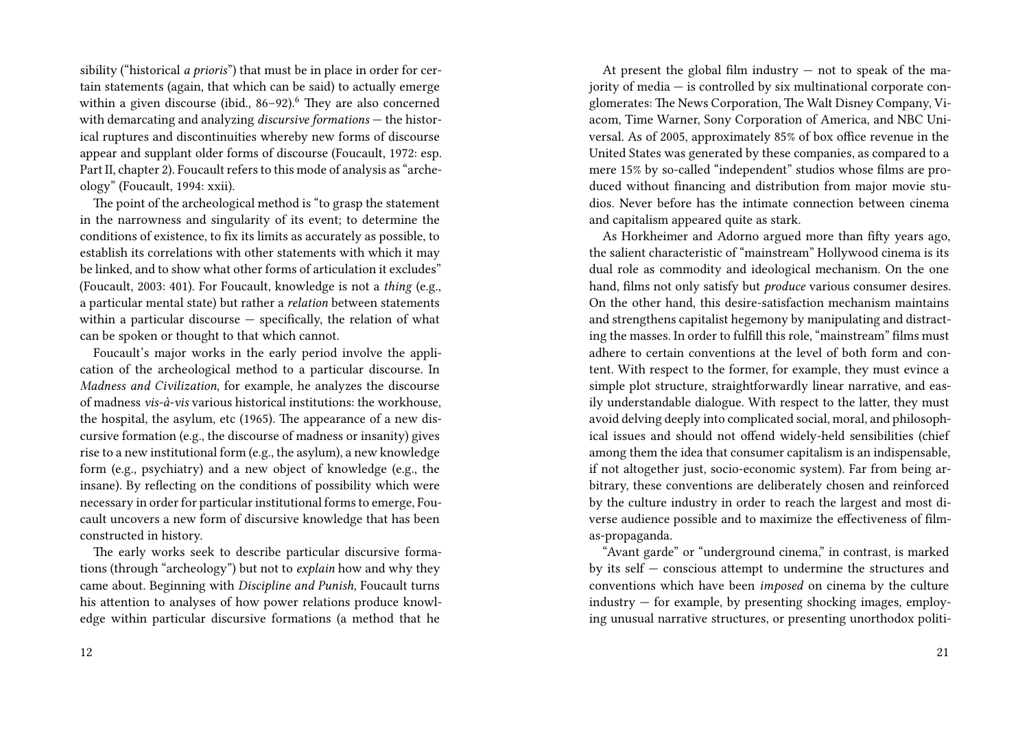sibility ("historical *a prioris*") that must be in place in order for certain statements (again, that which can be said) to actually emerge within a given discourse (ibid., 86–92).[6] They are also concerned with demarcating and analyzing *discursive formations* — the historical ruptures and discontinuities whereby new forms of discourse appear and supplant older forms of discourse (Foucault, 1972: esp. Part II, chapter 2). Foucault refers to this mode of analysis as "archeology" (Foucault, 1994: xxii).

The point of the archeological method is "to grasp the statement in the narrowness and singularity of its event; to determine the conditions of existence, to fix its limits as accurately as possible, to establish its correlations with other statements with which it may be linked, and to show what other forms of articulation it excludes" (Foucault, 2003: 401). For Foucault, knowledge is not a *thing* (e.g., a particular mental state) but rather a *relation* between statements within a particular discourse — specifically, the relation of what can be spoken or thought to that which cannot.

Foucault's major works in the early period involve the application of the archeological method to a particular discourse. In *Madness and Civilization*, for example, he analyzes the discourse of madness *vis-à-vis* various historical institutions: the workhouse, the hospital, the asylum, etc (1965). The appearance of a new discursive formation (e.g., the discourse of madness or insanity) gives rise to a new institutional form (e.g., the asylum), a new knowledge form (e.g., psychiatry) and a new object of knowledge (e.g., the insane). By reflecting on the conditions of possibility which were necessary in order for particular institutional forms to emerge, Foucault uncovers a new form of discursive knowledge that has been constructed in history.

The early works seek to describe particular discursive formations (through "archeology") but not to *explain* how and why they came about. Beginning with *Discipline and Punish*, Foucault turns his attention to analyses of how power relations produce knowledge within particular discursive formations (a method that he

At present the global film industry — not to speak of the majority of media — is controlled by six multinational corporate conglomerates: The News Corporation, The Walt Disney Company, Viacom, Time Warner, Sony Corporation of America, and NBC Universal. As of 2005, approximately 85% of box office revenue in the United States was generated by these companies, as compared to a mere 15% by so-called "independent" studios whose films are produced without financing and distribution from major movie studios. Never before has the intimate connection between cinema and capitalism appeared quite as stark.

As Horkheimer and Adorno argued more than fifty years ago, the salient characteristic of "mainstream" Hollywood cinema is its dual role as commodity and ideological mechanism. On the one hand, films not only satisfy but *produce* various consumer desires. On the other hand, this desire-satisfaction mechanism maintains and strengthens capitalist hegemony by manipulating and distracting the masses. In order to fulfill this role, "mainstream" films must adhere to certain conventions at the level of both form and content. With respect to the former, for example, they must evince a simple plot structure, straightforwardly linear narrative, and easily understandable dialogue. With respect to the latter, they must avoid delving deeply into complicated social, moral, and philosophical issues and should not offend widely-held sensibilities (chief among them the idea that consumer capitalism is an indispensable, if not altogether just, socio-economic system). Far from being arbitrary, these conventions are deliberately chosen and reinforced by the culture industry in order to reach the largest and most diverse audience possible and to maximize the effectiveness of film-as-propaganda.

"Avant garde" or "underground cinema," in contrast, is marked by its self — conscious attempt to undermine the structures and conventions which have been *imposed* on cinema by the culture industry — for example, by presenting shocking images, employing unusual narrative structures, or presenting unorthodox politi-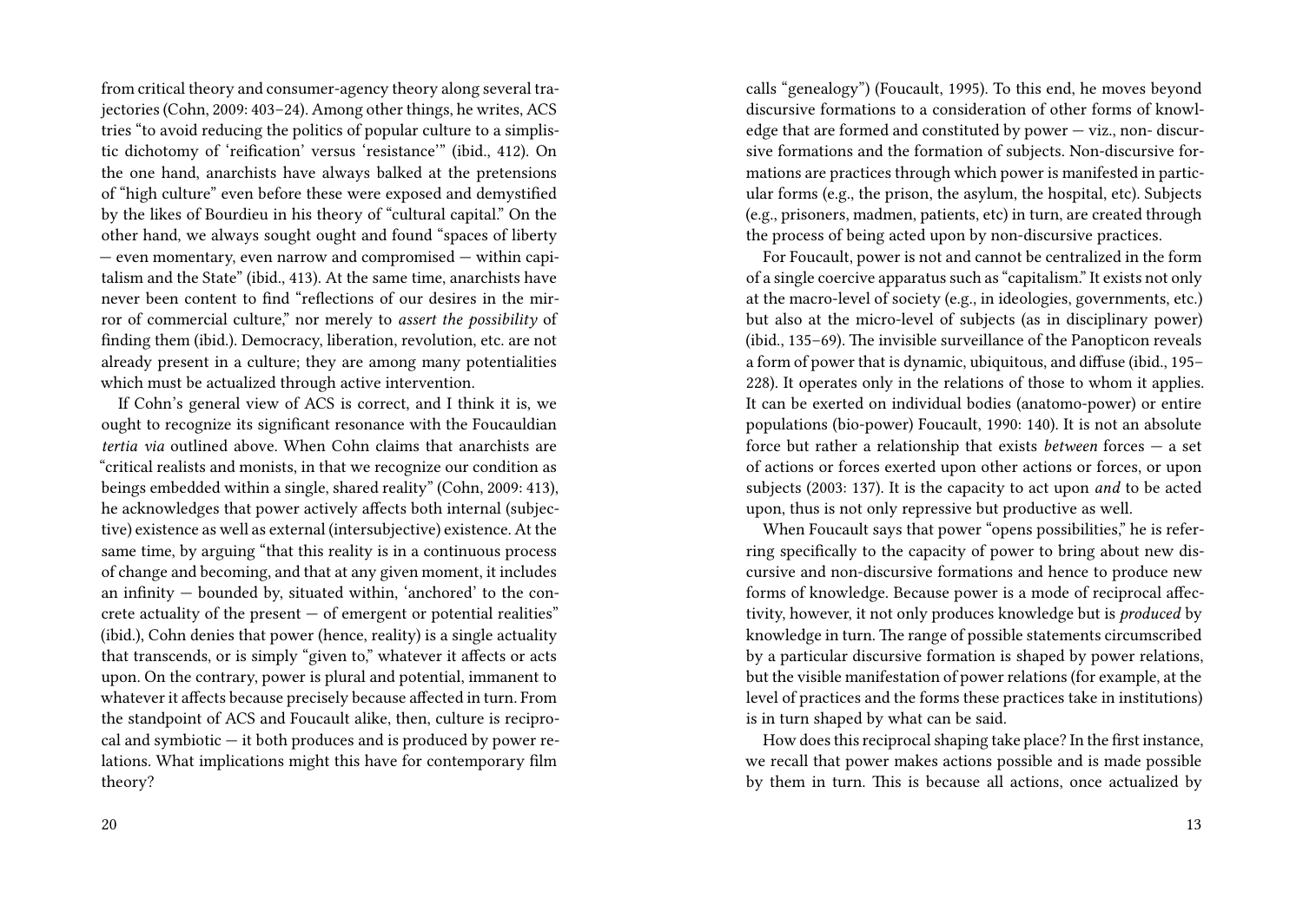from critical theory and consumer-agency theory along several trajectories (Cohn, 2009: 403–24). Among other things, he writes, ACS tries "to avoid reducing the politics of popular culture to a simplistic dichotomy of 'reification' versus 'resistance'" (ibid., 412). On the one hand, anarchists have always balked at the pretensions of "high culture" even before these were exposed and demystified by the likes of Bourdieu in his theory of "cultural capital." On the other hand, we always sought ought and found "spaces of liberty — even momentary, even narrow and compromised — within capitalism and the State" (ibid., 413). At the same time, anarchists have never been content to find "reflections of our desires in the mirror of commercial culture," nor merely to *assert the possibility* of finding them (ibid.). Democracy, liberation, revolution, etc. are not already present in a culture; they are among many potentialities which must be actualized through active intervention.

If Cohn's general view of ACS is correct, and I think it is, we ought to recognize its significant resonance with the Foucauldian *tertia via* outlined above. When Cohn claims that anarchists are "critical realists and monists, in that we recognize our condition as beings embedded within a single, shared reality" (Cohn, 2009: 413), he acknowledges that power actively affects both internal (subjective) existence as well as external (intersubjective) existence. At the same time, by arguing "that this reality is in a continuous process of change and becoming, and that at any given moment, it includes an infinity — bounded by, situated within, 'anchored' to the concrete actuality of the present — of emergent or potential realities" (ibid.), Cohn denies that power (hence, reality) is a single actuality that transcends, or is simply "given to," whatever it affects or acts upon. On the contrary, power is plural and potential, immanent to whatever it affects because precisely because affected in turn. From the standpoint of ACS and Foucault alike, then, culture is reciprocal and symbiotic — it both produces and is produced by power relations. What implications might this have for contemporary film theory?

calls "genealogy") (Foucault, 1995). To this end, he moves beyond discursive formations to a consideration of other forms of knowledge that are formed and constituted by power — viz., non- discursive formations and the formation of subjects. Non-discursive formations are practices through which power is manifested in particular forms (e.g., the prison, the asylum, the hospital, etc). Subjects (e.g., prisoners, madmen, patients, etc) in turn, are created through the process of being acted upon by non-discursive practices.

For Foucault, power is not and cannot be centralized in the form of a single coercive apparatus such as "capitalism." It exists not only at the macro-level of society (e.g., in ideologies, governments, etc.) but also at the micro-level of subjects (as in disciplinary power) (ibid., 135–69). The invisible surveillance of the Panopticon reveals a form of power that is dynamic, ubiquitous, and diffuse (ibid., 195–228). It operates only in the relations of those to whom it applies. It can be exerted on individual bodies (anatomo-power) or entire populations (bio-power) Foucault, 1990: 140). It is not an absolute force but rather a relationship that exists *between* forces — a set of actions or forces exerted upon other actions or forces, or upon subjects (2003: 137). It is the capacity to act upon *and* to be acted upon, thus is not only repressive but productive as well.

When Foucault says that power "opens possibilities," he is referring specifically to the capacity of power to bring about new discursive and non-discursive formations and hence to produce new forms of knowledge. Because power is a mode of reciprocal affectivity, however, it not only produces knowledge but is *produced* by knowledge in turn. The range of possible statements circumscribed by a particular discursive formation is shaped by power relations, but the visible manifestation of power relations (for example, at the level of practices and the forms these practices take in institutions) is in turn shaped by what can be said.

How does this reciprocal shaping take place? In the first instance, we recall that power makes actions possible and is made possible by them in turn. This is because all actions, once actualized by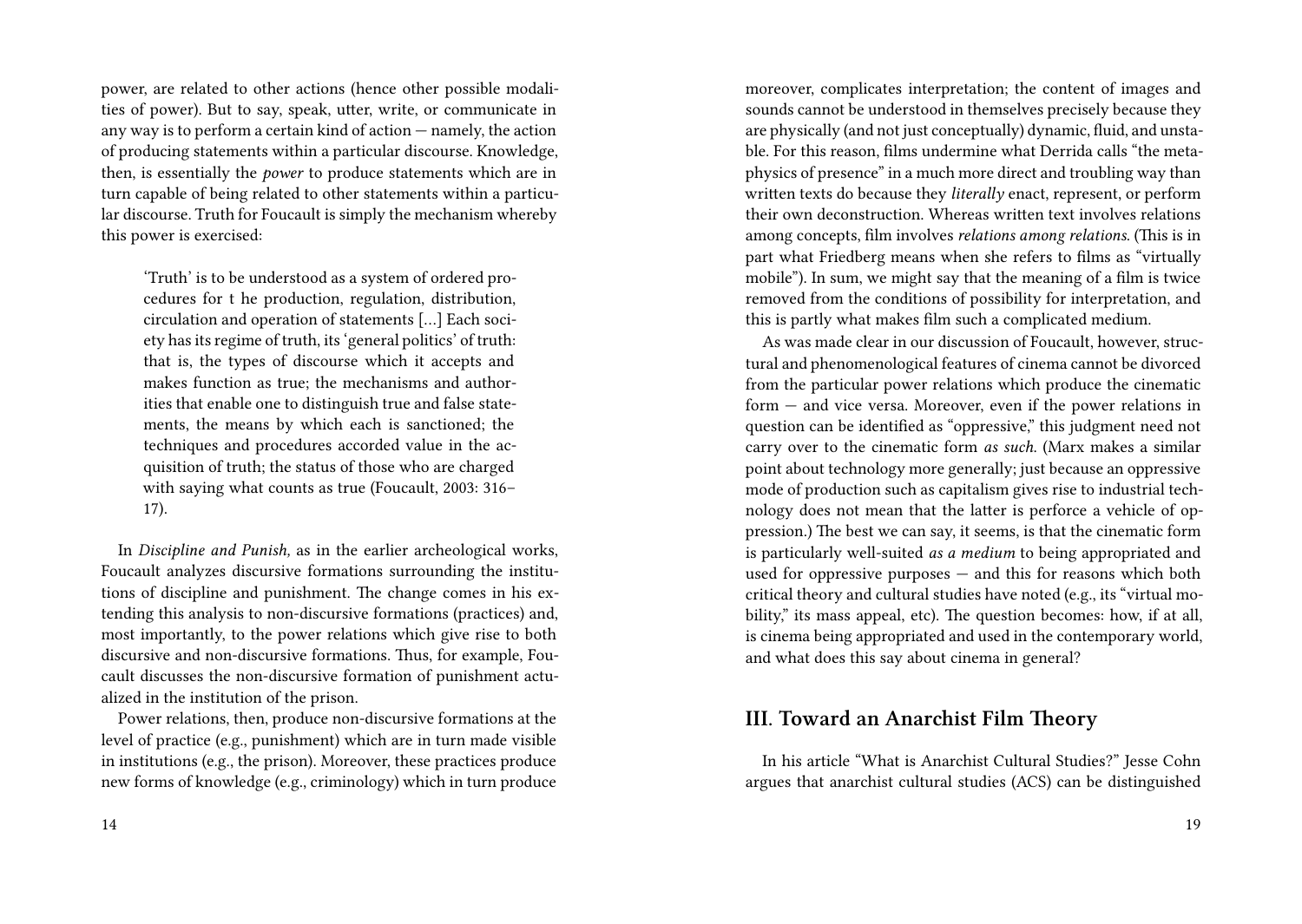power, are related to other actions (hence other possible modalities of power). But to say, speak, utter, write, or communicate in any way is to perform a certain kind of action — namely, the action of producing statements within a particular discourse. Knowledge, then, is essentially the *power* to produce statements which are in turn capable of being related to other statements within a particular discourse. Truth for Foucault is simply the mechanism whereby this power is exercised:

> 'Truth' is to be understood as a system of ordered procedures for t he production, regulation, distribution, circulation and operation of statements […] Each society has its regime of truth, its 'general politics' of truth: that is, the types of discourse which it accepts and makes function as true; the mechanisms and authorities that enable one to distinguish true and false statements, the means by which each is sanctioned; the techniques and procedures accorded value in the acquisition of truth; the status of those who are charged with saying what counts as true (Foucault, 2003: 316–17).

In *Discipline and Punish,* as in the earlier archeological works, Foucault analyzes discursive formations surrounding the institutions of discipline and punishment. The change comes in his extending this analysis to non-discursive formations (practices) and, most importantly, to the power relations which give rise to both discursive and non-discursive formations. Thus, for example, Foucault discusses the non-discursive formation of punishment actualized in the institution of the prison.

Power relations, then, produce non-discursive formations at the level of practice (e.g., punishment) which are in turn made visible in institutions (e.g., the prison). Moreover, these practices produce new forms of knowledge (e.g., criminology) which in turn produce

moreover, complicates interpretation; the content of images and sounds cannot be understood in themselves precisely because they are physically (and not just conceptually) dynamic, fluid, and unstable. For this reason, films undermine what Derrida calls "the metaphysics of presence" in a much more direct and troubling way than written texts do because they *literally* enact, represent, or perform their own deconstruction. Whereas written text involves relations among concepts, film involves *relations among relations.* (This is in part what Friedberg means when she refers to films as "virtually mobile"). In sum, we might say that the meaning of a film is twice removed from the conditions of possibility for interpretation, and this is partly what makes film such a complicated medium.

As was made clear in our discussion of Foucault, however, structural and phenomenological features of cinema cannot be divorced from the particular power relations which produce the cinematic form — and vice versa. Moreover, even if the power relations in question can be identified as "oppressive," this judgment need not carry over to the cinematic form *as such.* (Marx makes a similar point about technology more generally; just because an oppressive mode of production such as capitalism gives rise to industrial technology does not mean that the latter is perforce a vehicle of oppression.) The best we can say, it seems, is that the cinematic form is particularly well-suited *as a medium* to being appropriated and used for oppressive purposes — and this for reasons which both critical theory and cultural studies have noted (e.g., its "virtual mobility," its mass appeal, etc). The question becomes: how, if at all, is cinema being appropriated and used in the contemporary world, and what does this say about cinema in general?

## III. Toward an Anarchist Film Theory

In his article "What is Anarchist Cultural Studies?" Jesse Cohn argues that anarchist cultural studies (ACS) can be distinguished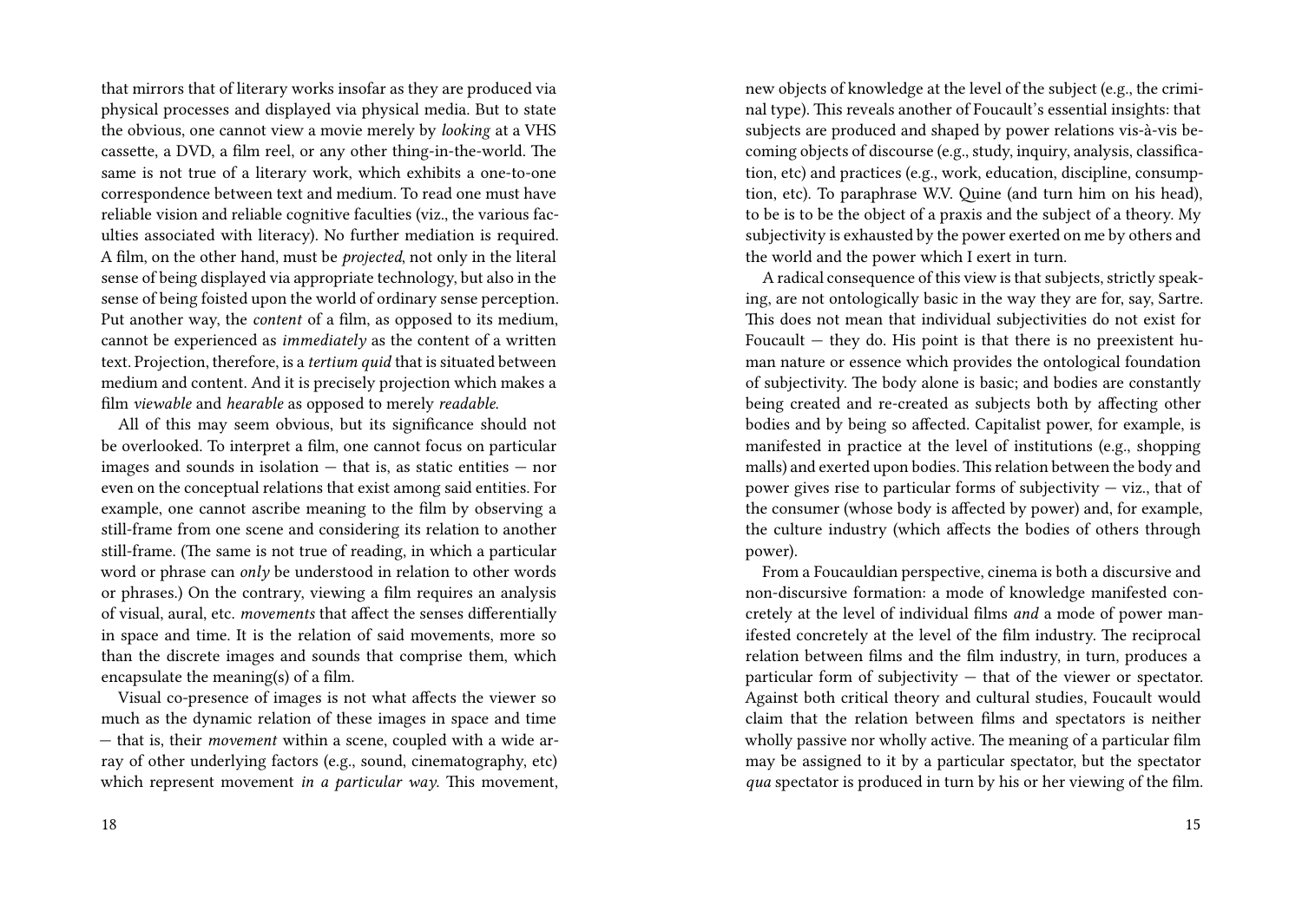that mirrors that of literary works insofar as they are produced via physical processes and displayed via physical media. But to state the obvious, one cannot view a movie merely by *looking* at a VHS cassette, a DVD, a film reel, or any other thing-in-the-world. The same is not true of a literary work, which exhibits a one-to-one correspondence between text and medium. To read one must have reliable vision and reliable cognitive faculties (viz., the various faculties associated with literacy). No further mediation is required. A film, on the other hand, must be *projected*, not only in the literal sense of being displayed via appropriate technology, but also in the sense of being foisted upon the world of ordinary sense perception. Put another way, the *content* of a film, as opposed to its medium, cannot be experienced as *immediately* as the content of a written text. Projection, therefore, is a *tertium quid* that is situated between medium and content. And it is precisely projection which makes a film *viewable* and *hearable* as opposed to merely *readable*.

All of this may seem obvious, but its significance should not be overlooked. To interpret a film, one cannot focus on particular images and sounds in isolation — that is, as static entities — nor even on the conceptual relations that exist among said entities. For example, one cannot ascribe meaning to the film by observing a still-frame from one scene and considering its relation to another still-frame. (The same is not true of reading, in which a particular word or phrase can *only* be understood in relation to other words or phrases.) On the contrary, viewing a film requires an analysis of visual, aural, etc. *movements* that affect the senses differentially in space and time. It is the relation of said movements, more so than the discrete images and sounds that comprise them, which encapsulate the meaning(s) of a film.

Visual co-presence of images is not what affects the viewer so much as the dynamic relation of these images in space and time — that is, their *movement* within a scene, coupled with a wide array of other underlying factors (e.g., sound, cinematography, etc) which represent movement *in a particular way*. This movement,

new objects of knowledge at the level of the subject (e.g., the criminal type). This reveals another of Foucault's essential insights: that subjects are produced and shaped by power relations vis-à-vis becoming objects of discourse (e.g., study, inquiry, analysis, classification, etc) and practices (e.g., work, education, discipline, consumption, etc). To paraphrase W.V. Quine (and turn him on his head), to be is to be the object of a praxis and the subject of a theory. My subjectivity is exhausted by the power exerted on me by others and the world and the power which I exert in turn.

A radical consequence of this view is that subjects, strictly speaking, are not ontologically basic in the way they are for, say, Sartre. This does not mean that individual subjectivities do not exist for Foucault — they do. His point is that there is no preexistent human nature or essence which provides the ontological foundation of subjectivity. The body alone is basic; and bodies are constantly being created and re-created as subjects both by affecting other bodies and by being so affected. Capitalist power, for example, is manifested in practice at the level of institutions (e.g., shopping malls) and exerted upon bodies. This relation between the body and power gives rise to particular forms of subjectivity — viz., that of the consumer (whose body is affected by power) and, for example, the culture industry (which affects the bodies of others through power).

From a Foucauldian perspective, cinema is both a discursive and non-discursive formation: a mode of knowledge manifested concretely at the level of individual films *and* a mode of power manifested concretely at the level of the film industry. The reciprocal relation between films and the film industry, in turn, produces a particular form of subjectivity — that of the viewer or spectator. Against both critical theory and cultural studies, Foucault would claim that the relation between films and spectators is neither wholly passive nor wholly active. The meaning of a particular film may be assigned to it by a particular spectator, but the spectator *qua* spectator is produced in turn by his or her viewing of the film.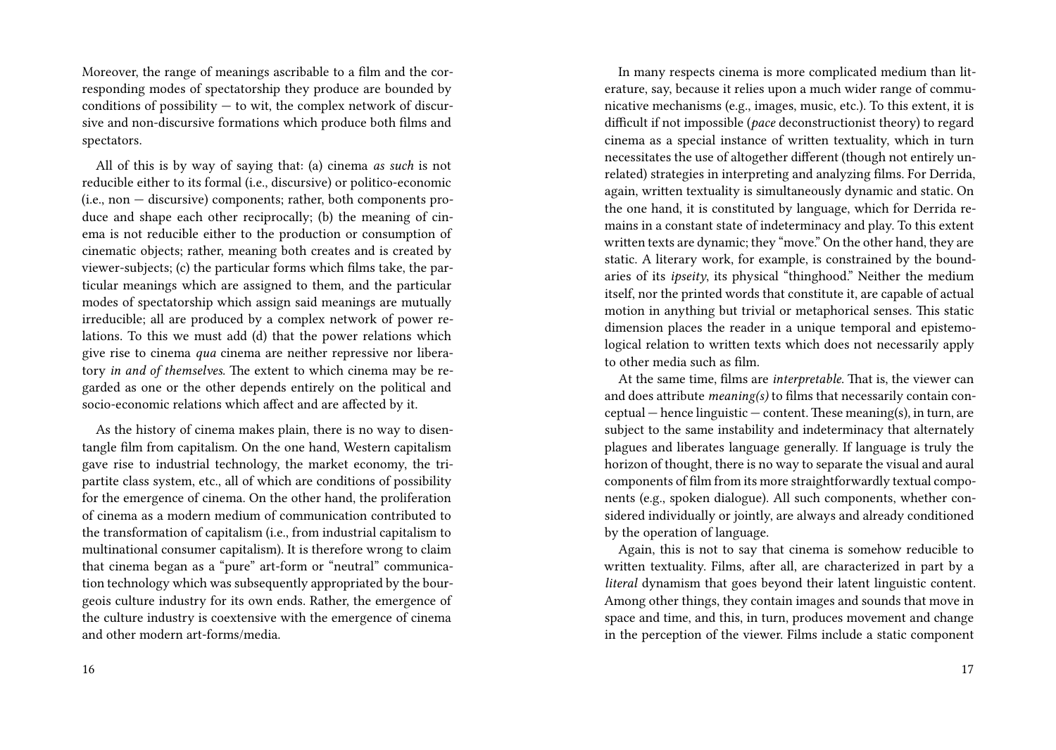Moreover, the range of meanings ascribable to a film and the corresponding modes of spectatorship they produce are bounded by conditions of possibility — to wit, the complex network of discursive and non-discursive formations which produce both films and spectators.

All of this is by way of saying that: (a) cinema *as such* is not reducible either to its formal (i.e., discursive) or politico-economic (i.e., non — discursive) components; rather, both components produce and shape each other reciprocally; (b) the meaning of cinema is not reducible either to the production or consumption of cinematic objects; rather, meaning both creates and is created by viewer-subjects; (c) the particular forms which films take, the particular meanings which are assigned to them, and the particular modes of spectatorship which assign said meanings are mutually irreducible; all are produced by a complex network of power relations. To this we must add (d) that the power relations which give rise to cinema *qua* cinema are neither repressive nor liberatory *in and of themselves*. The extent to which cinema may be regarded as one or the other depends entirely on the political and socio-economic relations which affect and are affected by it.

As the history of cinema makes plain, there is no way to disentangle film from capitalism. On the one hand, Western capitalism gave rise to industrial technology, the market economy, the tripartite class system, etc., all of which are conditions of possibility for the emergence of cinema. On the other hand, the proliferation of cinema as a modern medium of communication contributed to the transformation of capitalism (i.e., from industrial capitalism to multinational consumer capitalism). It is therefore wrong to claim that cinema began as a "pure" art-form or "neutral" communication technology which was subsequently appropriated by the bourgeois culture industry for its own ends. Rather, the emergence of the culture industry is coextensive with the emergence of cinema and other modern art-forms/media.

In many respects cinema is more complicated medium than literature, say, because it relies upon a much wider range of communicative mechanisms (e.g., images, music, etc.). To this extent, it is difficult if not impossible (*pace* deconstructionist theory) to regard cinema as a special instance of written textuality, which in turn necessitates the use of altogether different (though not entirely unrelated) strategies in interpreting and analyzing films. For Derrida, again, written textuality is simultaneously dynamic and static. On the one hand, it is constituted by language, which for Derrida remains in a constant state of indeterminacy and play. To this extent written texts are dynamic; they "move." On the other hand, they are static. A literary work, for example, is constrained by the boundaries of its *ipseity*, its physical "thinghood." Neither the medium itself, nor the printed words that constitute it, are capable of actual motion in anything but trivial or metaphorical senses. This static dimension places the reader in a unique temporal and epistemological relation to written texts which does not necessarily apply to other media such as film.

At the same time, films are *interpretable*. That is, the viewer can and does attribute *meaning(s)* to films that necessarily contain conceptual — hence linguistic — content. These meaning(s), in turn, are subject to the same instability and indeterminacy that alternately plagues and liberates language generally. If language is truly the horizon of thought, there is no way to separate the visual and aural components of film from its more straightforwardly textual components (e.g., spoken dialogue). All such components, whether considered individually or jointly, are always and already conditioned by the operation of language.

Again, this is not to say that cinema is somehow reducible to written textuality. Films, after all, are characterized in part by a *literal* dynamism that goes beyond their latent linguistic content. Among other things, they contain images and sounds that move in space and time, and this, in turn, produces movement and change in the perception of the viewer. Films include a static component